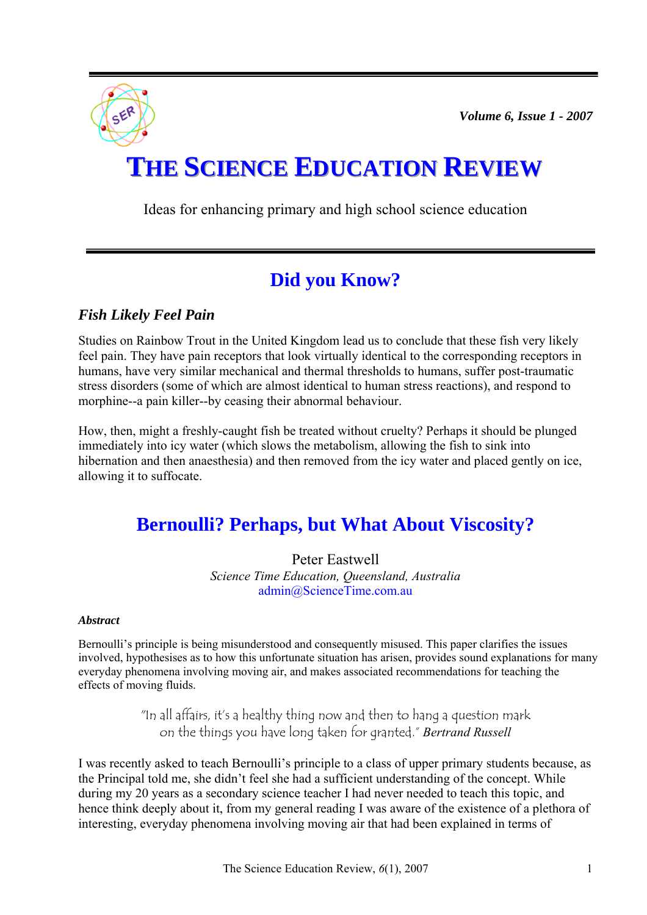# THE SCIENCE EDUCATION REVIEW

Ideas for enhancing primary and high school science education

## Did you Know?

### *Fish Likely Feel Pain*

Studies on Rainbow Trout in the United Kingdom lead us to conclude that these fish very likely feel pain. They have pain receptors that look virtually identical to the corresponding receptors in humans, have very similar mechanical and thermal thresholds to humans, suffer post-traumatic stress disorders (some of which are almost identical to human stress reactions), and respond to morphine--a pain killer--by ceasing their abnormal behaviour.

How, then, might a freshly-caught fish be treated without cruelty? Perhaps it should be plunged immediately into icy water (which slows the metabolism, allowing the fish to sink into hibernation and then anaesthesia) and then removed from the icy water and placed gently on ice, allowing it to suffocate.

## Bernoulli? Perhaps, but What About Viscosity?

Peter Eastwell
*Science Time Education, Queensland, Australia*
admin@ScienceTime.com.au

#### *Abstract*

Bernoulli's principle is being misunderstood and consequently misused. This paper clarifies the issues involved, hypothesises as to how this unfortunate situation has arisen, provides sound explanations for many everyday phenomena involving moving air, and makes associated recommendations for teaching the effects of moving fluids.

> "In all affairs, it's a healthy thing now and then to hang a question mark on the things you have long taken for granted." *Bertrand Russell*

I was recently asked to teach Bernoulli's principle to a class of upper primary students because, as the Principal told me, she didn't feel she had a sufficient understanding of the concept. While during my 20 years as a secondary science teacher I had never needed to teach this topic, and hence think deeply about it, from my general reading I was aware of the existence of a plethora of interesting, everyday phenomena involving moving air that had been explained in terms of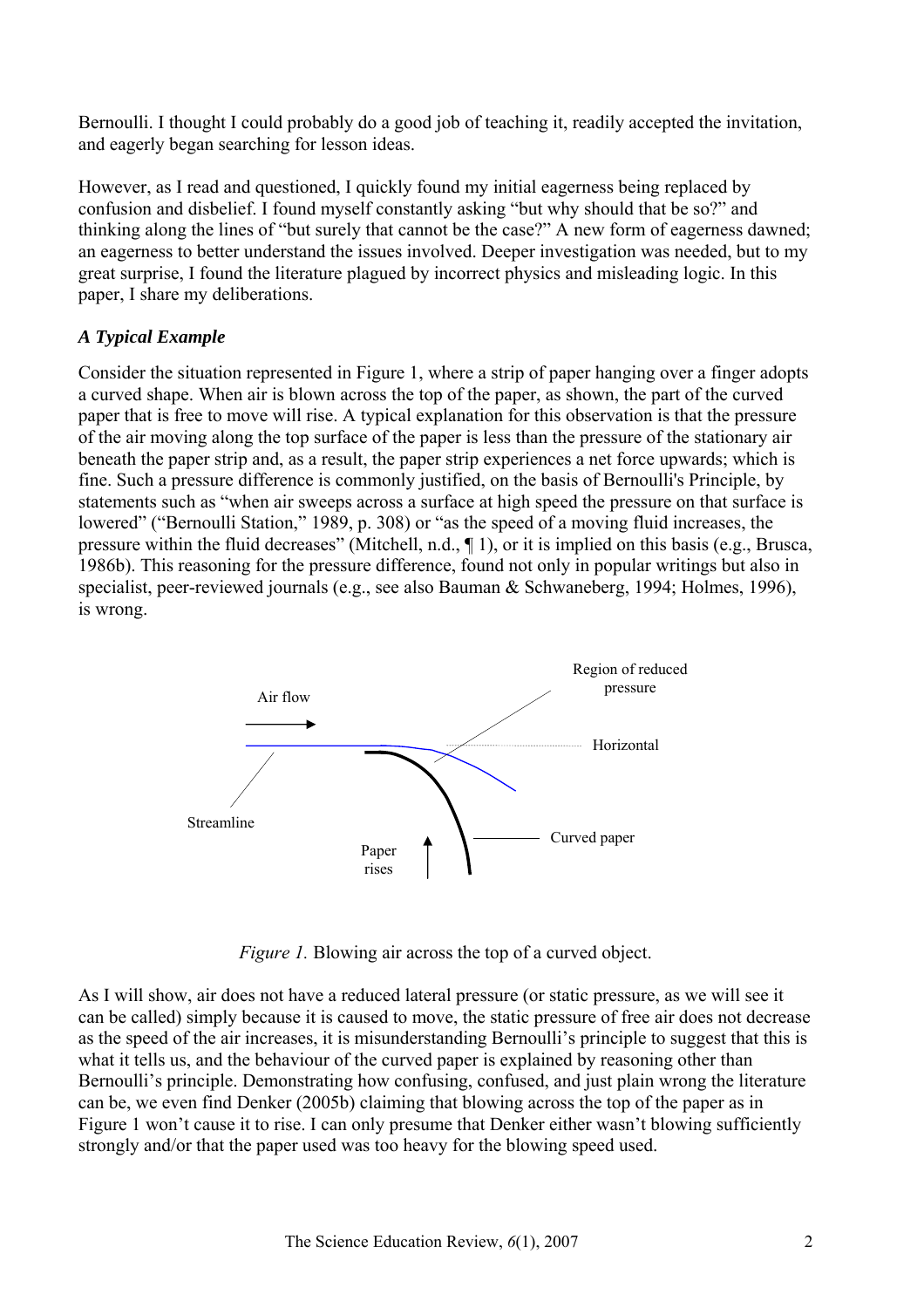Bernoulli. I thought I could probably do a good job of teaching it, readily accepted the invitation, and eagerly began searching for lesson ideas.

However, as I read and questioned, I quickly found my initial eagerness being replaced by confusion and disbelief. I found myself constantly asking "but why should that be so?" and thinking along the lines of "but surely that cannot be the case?" A new form of eagerness dawned; an eagerness to better understand the issues involved. Deeper investigation was needed, but to my great surprise, I found the literature plagued by incorrect physics and misleading logic. In this paper, I share my deliberations.

### *A Typical Example*

Consider the situation represented in Figure 1, where a strip of paper hanging over a finger adopts a curved shape. When air is blown across the top of the paper, as shown, the part of the curved paper that is free to move will rise. A typical explanation for this observation is that the pressure of the air moving along the top surface of the paper is less than the pressure of the stationary air beneath the paper strip and, as a result, the paper strip experiences a net force upwards; which is fine. Such a pressure difference is commonly justified, on the basis of Bernoulli's Principle, by statements such as "when air sweeps across a surface at high speed the pressure on that surface is lowered" ("Bernoulli Station," 1989, p. 308) or "as the speed of a moving fluid increases, the pressure within the fluid decreases" (Mitchell, n.d., ¶ 1), or it is implied on this basis (e.g., Brusca, 1986b). This reasoning for the pressure difference, found not only in popular writings but also in specialist, peer-reviewed journals (e.g., see also Bauman & Schwaneberg, 1994; Holmes, 1996), is wrong.

*Figure 1.* Blowing air across the top of a curved object.

As I will show, air does not have a reduced lateral pressure (or static pressure, as we will see it can be called) simply because it is caused to move, the static pressure of free air does not decrease as the speed of the air increases, it is misunderstanding Bernoulli's principle to suggest that this is what it tells us, and the behaviour of the curved paper is explained by reasoning other than Bernoulli's principle. Demonstrating how confusing, confused, and just plain wrong the literature can be, we even find Denker (2005b) claiming that blowing across the top of the paper as in Figure 1 won't cause it to rise. I can only presume that Denker either wasn't blowing sufficiently strongly and/or that the paper used was too heavy for the blowing speed used.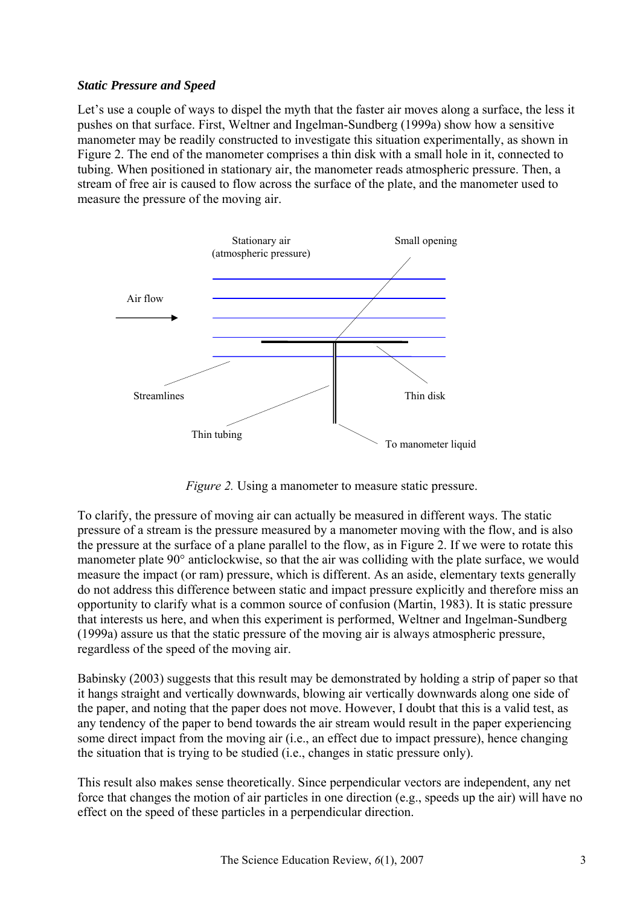### *Static Pressure and Speed*

Let's use a couple of ways to dispel the myth that the faster air moves along a surface, the less it pushes on that surface. First, Weltner and Ingelman-Sundberg (1999a) show how a sensitive manometer may be readily constructed to investigate this situation experimentally, as shown in Figure 2. The end of the manometer comprises a thin disk with a small hole in it, connected to tubing. When positioned in stationary air, the manometer reads atmospheric pressure. Then, a stream of free air is caused to flow across the surface of the plate, and the manometer used to measure the pressure of the moving air.

*Figure 2.* Using a manometer to measure static pressure.

To clarify, the pressure of moving air can actually be measured in different ways. The static pressure of a stream is the pressure measured by a manometer moving with the flow, and is also the pressure at the surface of a plane parallel to the flow, as in Figure 2. If we were to rotate this manometer plate 90° anticlockwise, so that the air was colliding with the plate surface, we would measure the impact (or ram) pressure, which is different. As an aside, elementary texts generally do not address this difference between static and impact pressure explicitly and therefore miss an opportunity to clarify what is a common source of confusion (Martin, 1983). It is static pressure that interests us here, and when this experiment is performed, Weltner and Ingelman-Sundberg (1999a) assure us that the static pressure of the moving air is always atmospheric pressure, regardless of the speed of the moving air.

Babinsky (2003) suggests that this result may be demonstrated by holding a strip of paper so that it hangs straight and vertically downwards, blowing air vertically downwards along one side of the paper, and noting that the paper does not move. However, I doubt that this is a valid test, as any tendency of the paper to bend towards the air stream would result in the paper experiencing some direct impact from the moving air (i.e., an effect due to impact pressure), hence changing the situation that is trying to be studied (i.e., changes in static pressure only).

This result also makes sense theoretically. Since perpendicular vectors are independent, any net force that changes the motion of air particles in one direction (e.g., speeds up the air) will have no effect on the speed of these particles in a perpendicular direction.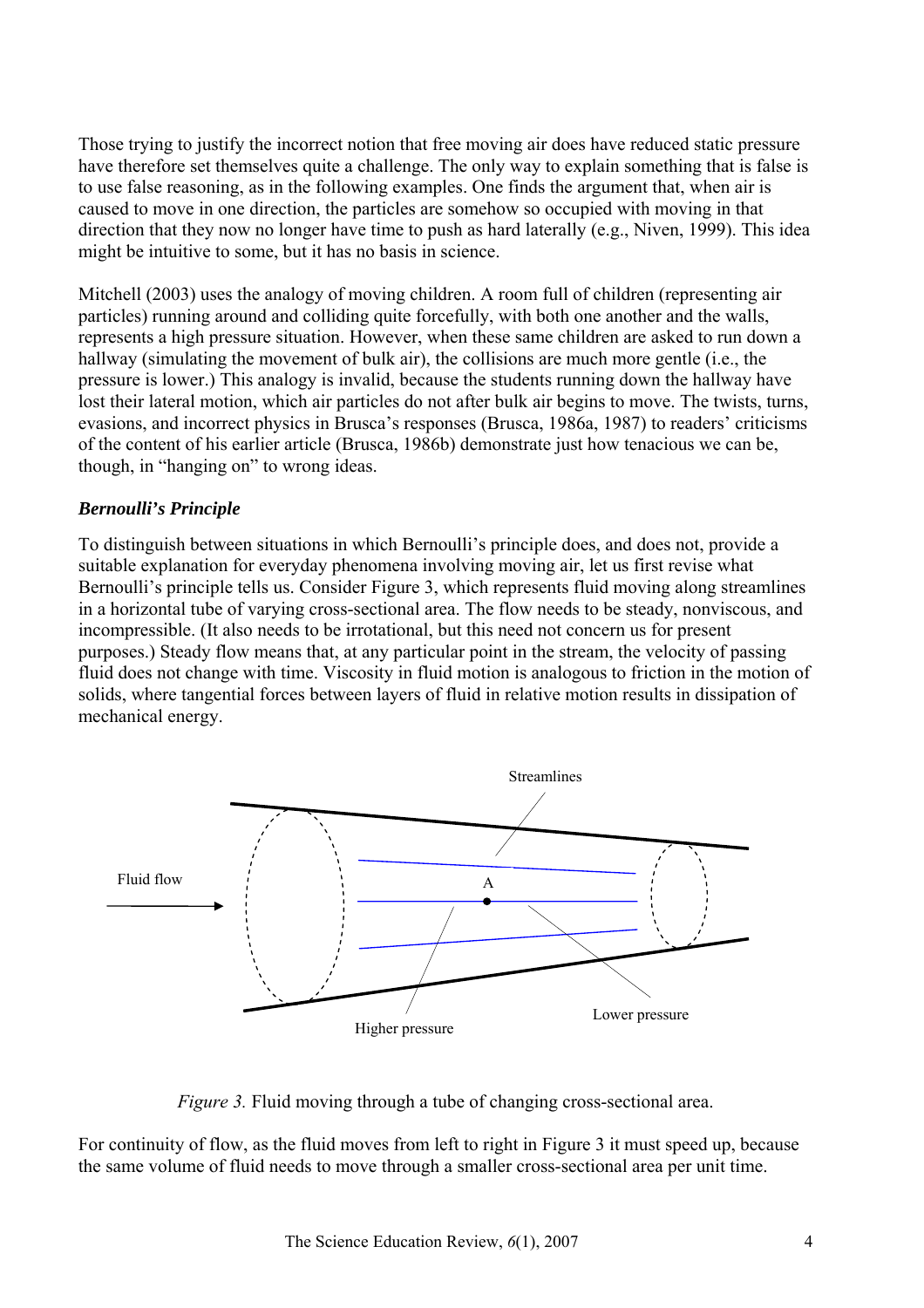Those trying to justify the incorrect notion that free moving air does have reduced static pressure have therefore set themselves quite a challenge. The only way to explain something that is false is to use false reasoning, as in the following examples. One finds the argument that, when air is caused to move in one direction, the particles are somehow so occupied with moving in that direction that they now no longer have time to push as hard laterally (e.g., Niven, 1999). This idea might be intuitive to some, but it has no basis in science.

Mitchell (2003) uses the analogy of moving children. A room full of children (representing air particles) running around and colliding quite forcefully, with both one another and the walls, represents a high pressure situation. However, when these same children are asked to run down a hallway (simulating the movement of bulk air), the collisions are much more gentle (i.e., the pressure is lower.) This analogy is invalid, because the students running down the hallway have lost their lateral motion, which air particles do not after bulk air begins to move. The twists, turns, evasions, and incorrect physics in Brusca's responses (Brusca, 1986a, 1987) to readers' criticisms of the content of his earlier article (Brusca, 1986b) demonstrate just how tenacious we can be, though, in "hanging on" to wrong ideas.

### *Bernoulli's Principle*

To distinguish between situations in which Bernoulli's principle does, and does not, provide a suitable explanation for everyday phenomena involving moving air, let us first revise what Bernoulli's principle tells us. Consider Figure 3, which represents fluid moving along streamlines in a horizontal tube of varying cross-sectional area. The flow needs to be steady, nonviscous, and incompressible. (It also needs to be irrotational, but this need not concern us for present purposes.) Steady flow means that, at any particular point in the stream, the velocity of passing fluid does not change with time. Viscosity in fluid motion is analogous to friction in the motion of solids, where tangential forces between layers of fluid in relative motion results in dissipation of mechanical energy.

*Figure 3.* Fluid moving through a tube of changing cross-sectional area.

For continuity of flow, as the fluid moves from left to right in Figure 3 it must speed up, because the same volume of fluid needs to move through a smaller cross-sectional area per unit time.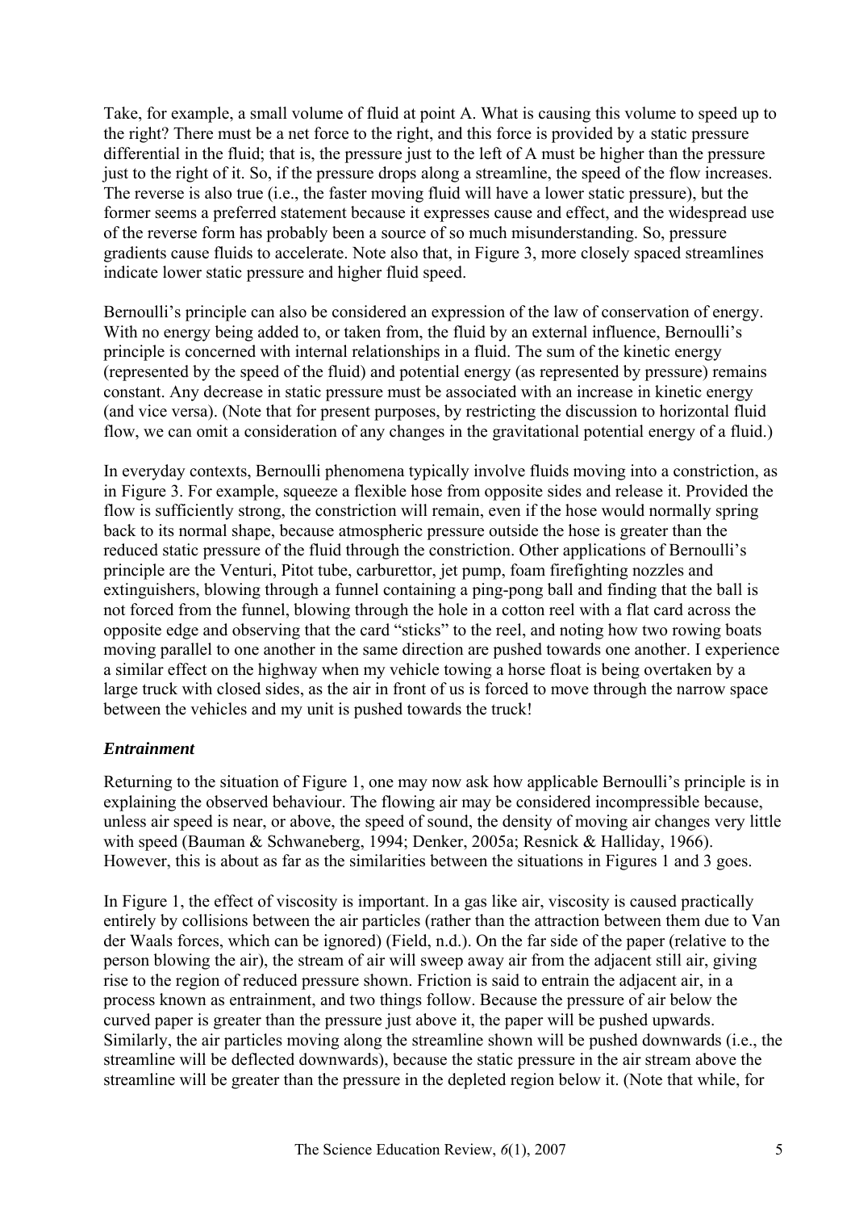Take, for example, a small volume of fluid at point A. What is causing this volume to speed up to the right? There must be a net force to the right, and this force is provided by a static pressure differential in the fluid; that is, the pressure just to the left of A must be higher than the pressure just to the right of it. So, if the pressure drops along a streamline, the speed of the flow increases. The reverse is also true (i.e., the faster moving fluid will have a lower static pressure), but the former seems a preferred statement because it expresses cause and effect, and the widespread use of the reverse form has probably been a source of so much misunderstanding. So, pressure gradients cause fluids to accelerate. Note also that, in Figure 3, more closely spaced streamlines indicate lower static pressure and higher fluid speed.

Bernoulli's principle can also be considered an expression of the law of conservation of energy. With no energy being added to, or taken from, the fluid by an external influence, Bernoulli's principle is concerned with internal relationships in a fluid. The sum of the kinetic energy (represented by the speed of the fluid) and potential energy (as represented by pressure) remains constant. Any decrease in static pressure must be associated with an increase in kinetic energy (and vice versa). (Note that for present purposes, by restricting the discussion to horizontal fluid flow, we can omit a consideration of any changes in the gravitational potential energy of a fluid.)

In everyday contexts, Bernoulli phenomena typically involve fluids moving into a constriction, as in Figure 3. For example, squeeze a flexible hose from opposite sides and release it. Provided the flow is sufficiently strong, the constriction will remain, even if the hose would normally spring back to its normal shape, because atmospheric pressure outside the hose is greater than the reduced static pressure of the fluid through the constriction. Other applications of Bernoulli's principle are the Venturi, Pitot tube, carburettor, jet pump, foam firefighting nozzles and extinguishers, blowing through a funnel containing a ping-pong ball and finding that the ball is not forced from the funnel, blowing through the hole in a cotton reel with a flat card across the opposite edge and observing that the card "sticks" to the reel, and noting how two rowing boats moving parallel to one another in the same direction are pushed towards one another. I experience a similar effect on the highway when my vehicle towing a horse float is being overtaken by a large truck with closed sides, as the air in front of us is forced to move through the narrow space between the vehicles and my unit is pushed towards the truck!

### *Entrainment*

Returning to the situation of Figure 1, one may now ask how applicable Bernoulli's principle is in explaining the observed behaviour. The flowing air may be considered incompressible because, unless air speed is near, or above, the speed of sound, the density of moving air changes very little with speed (Bauman & Schwaneberg, 1994; Denker, 2005a; Resnick & Halliday, 1966). However, this is about as far as the similarities between the situations in Figures 1 and 3 goes.

In Figure 1, the effect of viscosity is important. In a gas like air, viscosity is caused practically entirely by collisions between the air particles (rather than the attraction between them due to Van der Waals forces, which can be ignored) (Field, n.d.). On the far side of the paper (relative to the person blowing the air), the stream of air will sweep away air from the adjacent still air, giving rise to the region of reduced pressure shown. Friction is said to entrain the adjacent air, in a process known as entrainment, and two things follow. Because the pressure of air below the curved paper is greater than the pressure just above it, the paper will be pushed upwards. Similarly, the air particles moving along the streamline shown will be pushed downwards (i.e., the streamline will be deflected downwards), because the static pressure in the air stream above the streamline will be greater than the pressure in the depleted region below it. (Note that while, for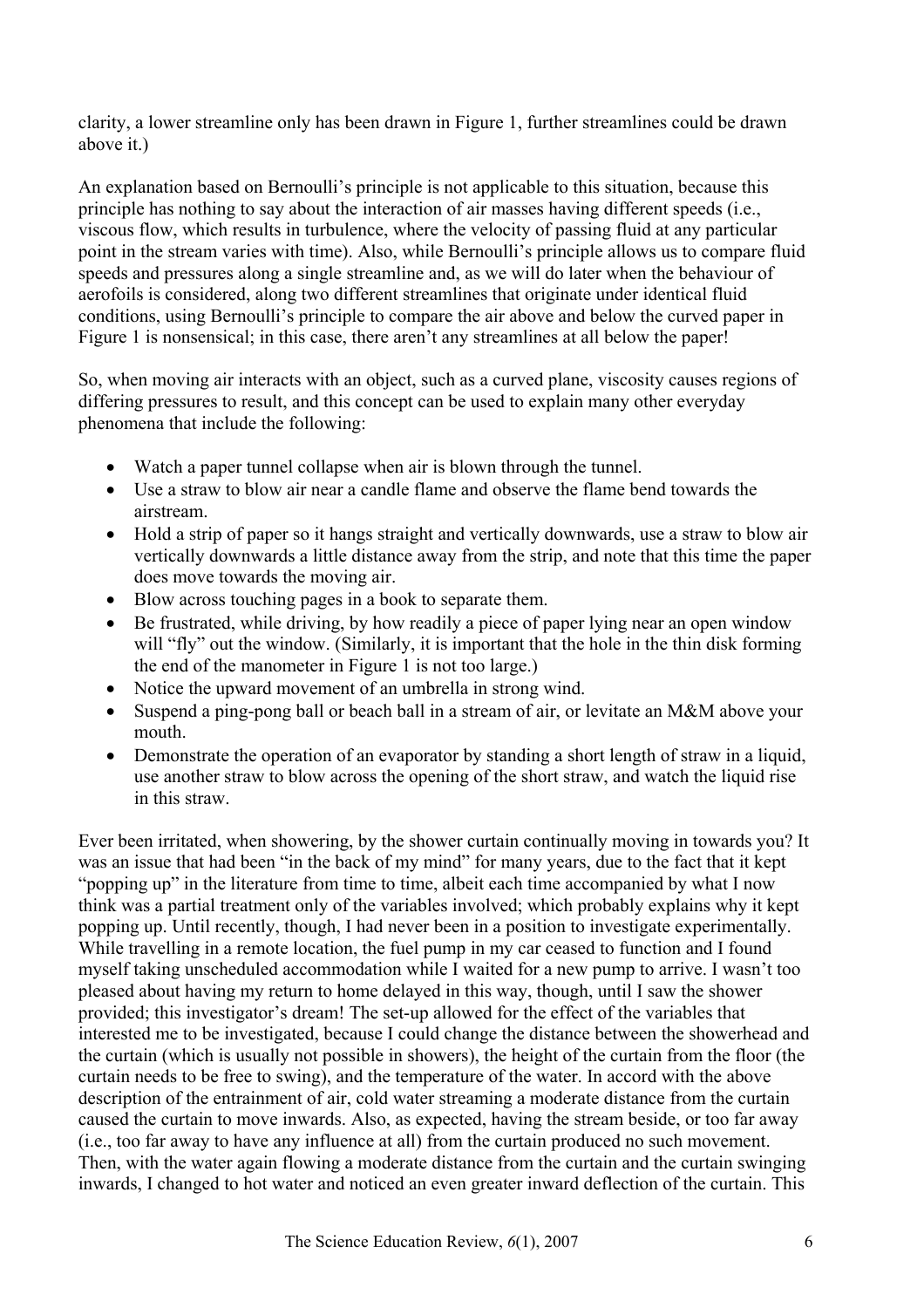clarity, a lower streamline only has been drawn in Figure 1, further streamlines could be drawn above it.)

An explanation based on Bernoulli's principle is not applicable to this situation, because this principle has nothing to say about the interaction of air masses having different speeds (i.e., viscous flow, which results in turbulence, where the velocity of passing fluid at any particular point in the stream varies with time). Also, while Bernoulli's principle allows us to compare fluid speeds and pressures along a single streamline and, as we will do later when the behaviour of aerofoils is considered, along two different streamlines that originate under identical fluid conditions, using Bernoulli's principle to compare the air above and below the curved paper in Figure 1 is nonsensical; in this case, there aren't any streamlines at all below the paper!

So, when moving air interacts with an object, such as a curved plane, viscosity causes regions of differing pressures to result, and this concept can be used to explain many other everyday phenomena that include the following:

- Watch a paper tunnel collapse when air is blown through the tunnel.
- Use a straw to blow air near a candle flame and observe the flame bend towards the airstream.
- Hold a strip of paper so it hangs straight and vertically downwards, use a straw to blow air vertically downwards a little distance away from the strip, and note that this time the paper does move towards the moving air.
- Blow across touching pages in a book to separate them.
- Be frustrated, while driving, by how readily a piece of paper lying near an open window will "fly" out the window. (Similarly, it is important that the hole in the thin disk forming the end of the manometer in Figure 1 is not too large.)
- Notice the upward movement of an umbrella in strong wind.
- Suspend a ping-pong ball or beach ball in a stream of air, or levitate an M&M above your mouth.
- Demonstrate the operation of an evaporator by standing a short length of straw in a liquid, use another straw to blow across the opening of the short straw, and watch the liquid rise in this straw.

Ever been irritated, when showering, by the shower curtain continually moving in towards you? It was an issue that had been "in the back of my mind" for many years, due to the fact that it kept "popping up" in the literature from time to time, albeit each time accompanied by what I now think was a partial treatment only of the variables involved; which probably explains why it kept popping up. Until recently, though, I had never been in a position to investigate experimentally. While travelling in a remote location, the fuel pump in my car ceased to function and I found myself taking unscheduled accommodation while I waited for a new pump to arrive. I wasn't too pleased about having my return to home delayed in this way, though, until I saw the shower provided; this investigator's dream! The set-up allowed for the effect of the variables that interested me to be investigated, because I could change the distance between the showerhead and the curtain (which is usually not possible in showers), the height of the curtain from the floor (the curtain needs to be free to swing), and the temperature of the water. In accord with the above description of the entrainment of air, cold water streaming a moderate distance from the curtain caused the curtain to move inwards. Also, as expected, having the stream beside, or too far away (i.e., too far away to have any influence at all) from the curtain produced no such movement. Then, with the water again flowing a moderate distance from the curtain and the curtain swinging inwards, I changed to hot water and noticed an even greater inward deflection of the curtain. This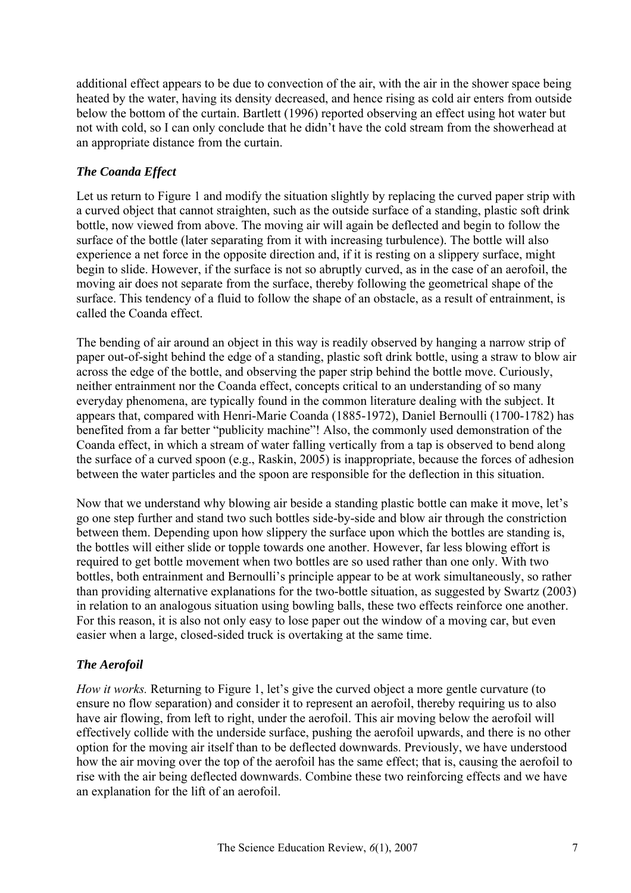additional effect appears to be due to convection of the air, with the air in the shower space being heated by the water, having its density decreased, and hence rising as cold air enters from outside below the bottom of the curtain. Bartlett (1996) reported observing an effect using hot water but not with cold, so I can only conclude that he didn't have the cold stream from the showerhead at an appropriate distance from the curtain.

### *The Coanda Effect*

Let us return to Figure 1 and modify the situation slightly by replacing the curved paper strip with a curved object that cannot straighten, such as the outside surface of a standing, plastic soft drink bottle, now viewed from above. The moving air will again be deflected and begin to follow the surface of the bottle (later separating from it with increasing turbulence). The bottle will also experience a net force in the opposite direction and, if it is resting on a slippery surface, might begin to slide. However, if the surface is not so abruptly curved, as in the case of an aerofoil, the moving air does not separate from the surface, thereby following the geometrical shape of the surface. This tendency of a fluid to follow the shape of an obstacle, as a result of entrainment, is called the Coanda effect.

The bending of air around an object in this way is readily observed by hanging a narrow strip of paper out-of-sight behind the edge of a standing, plastic soft drink bottle, using a straw to blow air across the edge of the bottle, and observing the paper strip behind the bottle move. Curiously, neither entrainment nor the Coanda effect, concepts critical to an understanding of so many everyday phenomena, are typically found in the common literature dealing with the subject. It appears that, compared with Henri-Marie Coanda (1885-1972), Daniel Bernoulli (1700-1782) has benefited from a far better "publicity machine"! Also, the commonly used demonstration of the Coanda effect, in which a stream of water falling vertically from a tap is observed to bend along the surface of a curved spoon (e.g., Raskin, 2005) is inappropriate, because the forces of adhesion between the water particles and the spoon are responsible for the deflection in this situation.

Now that we understand why blowing air beside a standing plastic bottle can make it move, let's go one step further and stand two such bottles side-by-side and blow air through the constriction between them. Depending upon how slippery the surface upon which the bottles are standing is, the bottles will either slide or topple towards one another. However, far less blowing effort is required to get bottle movement when two bottles are so used rather than one only. With two bottles, both entrainment and Bernoulli's principle appear to be at work simultaneously, so rather than providing alternative explanations for the two-bottle situation, as suggested by Swartz (2003) in relation to an analogous situation using bowling balls, these two effects reinforce one another. For this reason, it is also not only easy to lose paper out the window of a moving car, but even easier when a large, closed-sided truck is overtaking at the same time.

### *The Aerofoil*

*How it works.* Returning to Figure 1, let's give the curved object a more gentle curvature (to ensure no flow separation) and consider it to represent an aerofoil, thereby requiring us to also have air flowing, from left to right, under the aerofoil. This air moving below the aerofoil will effectively collide with the underside surface, pushing the aerofoil upwards, and there is no other option for the moving air itself than to be deflected downwards. Previously, we have understood how the air moving over the top of the aerofoil has the same effect; that is, causing the aerofoil to rise with the air being deflected downwards. Combine these two reinforcing effects and we have an explanation for the lift of an aerofoil.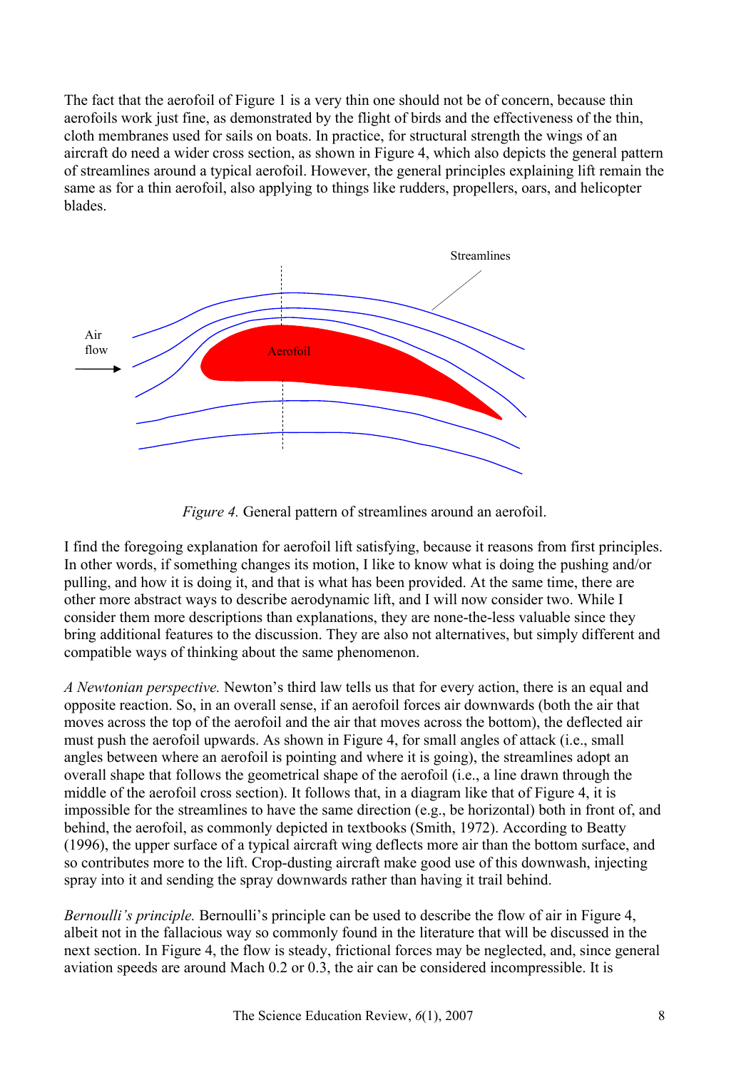The fact that the aerofoil of Figure 1 is a very thin one should not be of concern, because thin aerofoils work just fine, as demonstrated by the flight of birds and the effectiveness of the thin, cloth membranes used for sails on boats. In practice, for structural strength the wings of an aircraft do need a wider cross section, as shown in Figure 4, which also depicts the general pattern of streamlines around a typical aerofoil. However, the general principles explaining lift remain the same as for a thin aerofoil, also applying to things like rudders, propellers, oars, and helicopter blades.

*Figure 4.* General pattern of streamlines around an aerofoil.

I find the foregoing explanation for aerofoil lift satisfying, because it reasons from first principles. In other words, if something changes its motion, I like to know what is doing the pushing and/or pulling, and how it is doing it, and that is what has been provided. At the same time, there are other more abstract ways to describe aerodynamic lift, and I will now consider two. While I consider them more descriptions than explanations, they are none-the-less valuable since they bring additional features to the discussion. They are also not alternatives, but simply different and compatible ways of thinking about the same phenomenon.

*A Newtonian perspective.* Newton's third law tells us that for every action, there is an equal and opposite reaction. So, in an overall sense, if an aerofoil forces air downwards (both the air that moves across the top of the aerofoil and the air that moves across the bottom), the deflected air must push the aerofoil upwards. As shown in Figure 4, for small angles of attack (i.e., small angles between where an aerofoil is pointing and where it is going), the streamlines adopt an overall shape that follows the geometrical shape of the aerofoil (i.e., a line drawn through the middle of the aerofoil cross section). It follows that, in a diagram like that of Figure 4, it is impossible for the streamlines to have the same direction (e.g., be horizontal) both in front of, and behind, the aerofoil, as commonly depicted in textbooks (Smith, 1972). According to Beatty (1996), the upper surface of a typical aircraft wing deflects more air than the bottom surface, and so contributes more to the lift. Crop-dusting aircraft make good use of this downwash, injecting spray into it and sending the spray downwards rather than having it trail behind.

*Bernoulli's principle.* Bernoulli's principle can be used to describe the flow of air in Figure 4, albeit not in the fallacious way so commonly found in the literature that will be discussed in the next section. In Figure 4, the flow is steady, frictional forces may be neglected, and, since general aviation speeds are around Mach 0.2 or 0.3, the air can be considered incompressible. It is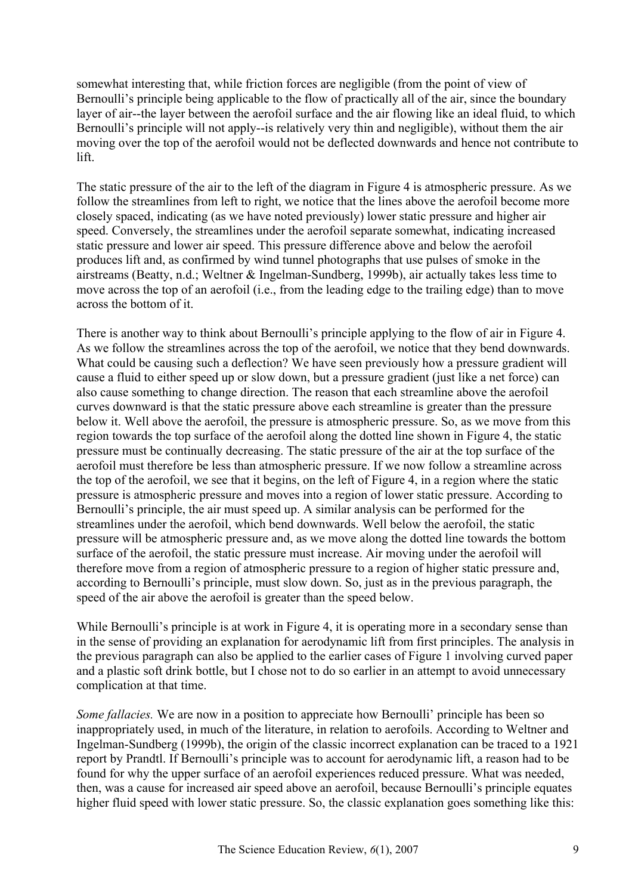somewhat interesting that, while friction forces are negligible (from the point of view of Bernoulli's principle being applicable to the flow of practically all of the air, since the boundary layer of air--the layer between the aerofoil surface and the air flowing like an ideal fluid, to which Bernoulli's principle will not apply--is relatively very thin and negligible), without them the air moving over the top of the aerofoil would not be deflected downwards and hence not contribute to lift.

The static pressure of the air to the left of the diagram in Figure 4 is atmospheric pressure. As we follow the streamlines from left to right, we notice that the lines above the aerofoil become more closely spaced, indicating (as we have noted previously) lower static pressure and higher air speed. Conversely, the streamlines under the aerofoil separate somewhat, indicating increased static pressure and lower air speed. This pressure difference above and below the aerofoil produces lift and, as confirmed by wind tunnel photographs that use pulses of smoke in the airstreams (Beatty, n.d.; Weltner & Ingelman-Sundberg, 1999b), air actually takes less time to move across the top of an aerofoil (i.e., from the leading edge to the trailing edge) than to move across the bottom of it.

There is another way to think about Bernoulli's principle applying to the flow of air in Figure 4. As we follow the streamlines across the top of the aerofoil, we notice that they bend downwards. What could be causing such a deflection? We have seen previously how a pressure gradient will cause a fluid to either speed up or slow down, but a pressure gradient (just like a net force) can also cause something to change direction. The reason that each streamline above the aerofoil curves downward is that the static pressure above each streamline is greater than the pressure below it. Well above the aerofoil, the pressure is atmospheric pressure. So, as we move from this region towards the top surface of the aerofoil along the dotted line shown in Figure 4, the static pressure must be continually decreasing. The static pressure of the air at the top surface of the aerofoil must therefore be less than atmospheric pressure. If we now follow a streamline across the top of the aerofoil, we see that it begins, on the left of Figure 4, in a region where the static pressure is atmospheric pressure and moves into a region of lower static pressure. According to Bernoulli's principle, the air must speed up. A similar analysis can be performed for the streamlines under the aerofoil, which bend downwards. Well below the aerofoil, the static pressure will be atmospheric pressure and, as we move along the dotted line towards the bottom surface of the aerofoil, the static pressure must increase. Air moving under the aerofoil will therefore move from a region of atmospheric pressure to a region of higher static pressure and, according to Bernoulli's principle, must slow down. So, just as in the previous paragraph, the speed of the air above the aerofoil is greater than the speed below.

While Bernoulli's principle is at work in Figure 4, it is operating more in a secondary sense than in the sense of providing an explanation for aerodynamic lift from first principles. The analysis in the previous paragraph can also be applied to the earlier cases of Figure 1 involving curved paper and a plastic soft drink bottle, but I chose not to do so earlier in an attempt to avoid unnecessary complication at that time.

*Some fallacies.* We are now in a position to appreciate how Bernoulli' principle has been so inappropriately used, in much of the literature, in relation to aerofoils. According to Weltner and Ingelman-Sundberg (1999b), the origin of the classic incorrect explanation can be traced to a 1921 report by Prandtl. If Bernoulli's principle was to account for aerodynamic lift, a reason had to be found for why the upper surface of an aerofoil experiences reduced pressure. What was needed, then, was a cause for increased air speed above an aerofoil, because Bernoulli's principle equates higher fluid speed with lower static pressure. So, the classic explanation goes something like this: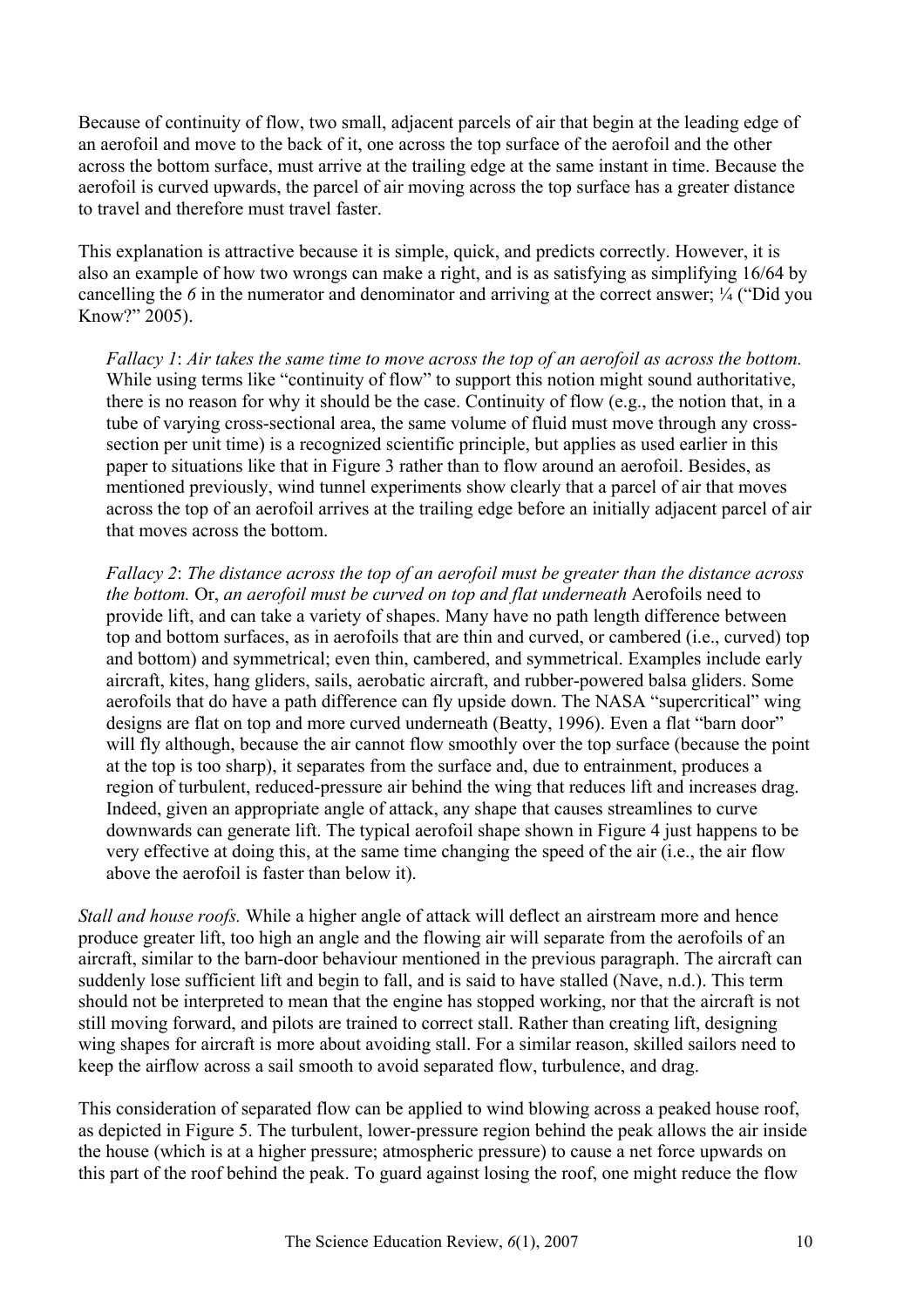Because of continuity of flow, two small, adjacent parcels of air that begin at the leading edge of an aerofoil and move to the back of it, one across the top surface of the aerofoil and the other across the bottom surface, must arrive at the trailing edge at the same instant in time. Because the aerofoil is curved upwards, the parcel of air moving across the top surface has a greater distance to travel and therefore must travel faster.

This explanation is attractive because it is simple, quick, and predicts correctly. However, it is also an example of how two wrongs can make a right, and is as satisfying as simplifying 16/64 by cancelling the *6* in the numerator and denominator and arriving at the correct answer; ¼ ("Did you Know?" 2005).

> *Fallacy 1*: *Air takes the same time to move across the top of an aerofoil as across the bottom.* While using terms like "continuity of flow" to support this notion might sound authoritative, there is no reason for why it should be the case. Continuity of flow (e.g., the notion that, in a tube of varying cross-sectional area, the same volume of fluid must move through any cross-section per unit time) is a recognized scientific principle, but applies as used earlier in this paper to situations like that in Figure 3 rather than to flow around an aerofoil. Besides, as mentioned previously, wind tunnel experiments show clearly that a parcel of air that moves across the top of an aerofoil arrives at the trailing edge before an initially adjacent parcel of air that moves across the bottom.
>
> *Fallacy 2*: *The distance across the top of an aerofoil must be greater than the distance across the bottom.* Or, *an aerofoil must be curved on top and flat underneath* Aerofoils need to provide lift, and can take a variety of shapes. Many have no path length difference between top and bottom surfaces, as in aerofoils that are thin and curved, or cambered (i.e., curved) top and bottom) and symmetrical; even thin, cambered, and symmetrical. Examples include early aircraft, kites, hang gliders, sails, aerobatic aircraft, and rubber-powered balsa gliders. Some aerofoils that do have a path difference can fly upside down. The NASA "supercritical" wing designs are flat on top and more curved underneath (Beatty, 1996). Even a flat "barn door" will fly although, because the air cannot flow smoothly over the top surface (because the point at the top is too sharp), it separates from the surface and, due to entrainment, produces a region of turbulent, reduced-pressure air behind the wing that reduces lift and increases drag. Indeed, given an appropriate angle of attack, any shape that causes streamlines to curve downwards can generate lift. The typical aerofoil shape shown in Figure 4 just happens to be very effective at doing this, at the same time changing the speed of the air (i.e., the air flow above the aerofoil is faster than below it).

*Stall and house roofs.* While a higher angle of attack will deflect an airstream more and hence produce greater lift, too high an angle and the flowing air will separate from the aerofoils of an aircraft, similar to the barn-door behaviour mentioned in the previous paragraph. The aircraft can suddenly lose sufficient lift and begin to fall, and is said to have stalled (Nave, n.d.). This term should not be interpreted to mean that the engine has stopped working, nor that the aircraft is not still moving forward, and pilots are trained to correct stall. Rather than creating lift, designing wing shapes for aircraft is more about avoiding stall. For a similar reason, skilled sailors need to keep the airflow across a sail smooth to avoid separated flow, turbulence, and drag.

This consideration of separated flow can be applied to wind blowing across a peaked house roof, as depicted in Figure 5. The turbulent, lower-pressure region behind the peak allows the air inside the house (which is at a higher pressure; atmospheric pressure) to cause a net force upwards on this part of the roof behind the peak. To guard against losing the roof, one might reduce the flow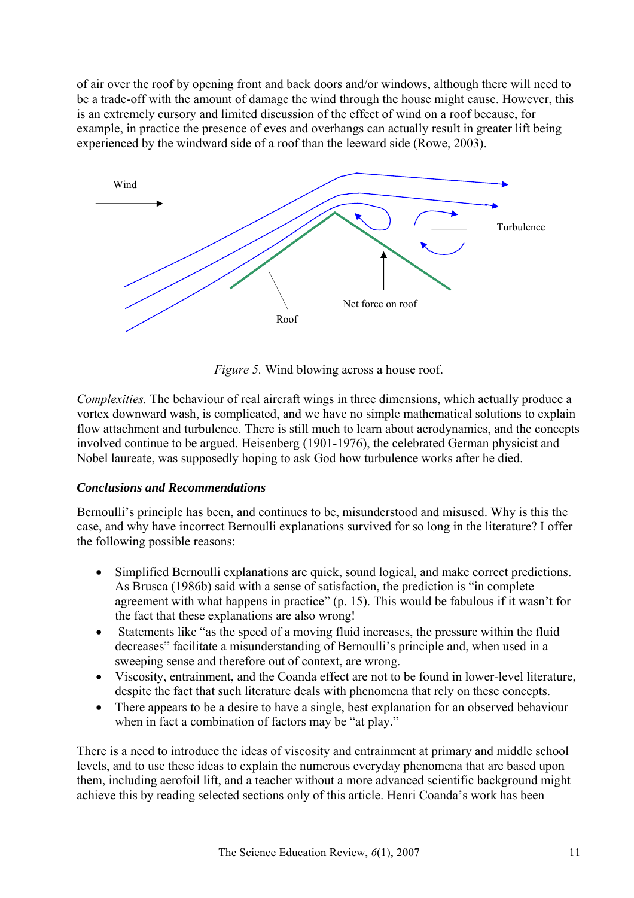of air over the roof by opening front and back doors and/or windows, although there will need to be a trade-off with the amount of damage the wind through the house might cause. However, this is an extremely cursory and limited discussion of the effect of wind on a roof because, for example, in practice the presence of eves and overhangs can actually result in greater lift being experienced by the windward side of a roof than the leeward side (Rowe, 2003).

*Figure 5.* Wind blowing across a house roof.

*Complexities.* The behaviour of real aircraft wings in three dimensions, which actually produce a vortex downward wash, is complicated, and we have no simple mathematical solutions to explain flow attachment and turbulence. There is still much to learn about aerodynamics, and the concepts involved continue to be argued. Heisenberg (1901-1976), the celebrated German physicist and Nobel laureate, was supposedly hoping to ask God how turbulence works after he died.

### *Conclusions and Recommendations*

Bernoulli's principle has been, and continues to be, misunderstood and misused. Why is this the case, and why have incorrect Bernoulli explanations survived for so long in the literature? I offer the following possible reasons:

- Simplified Bernoulli explanations are quick, sound logical, and make correct predictions. As Brusca (1986b) said with a sense of satisfaction, the prediction is "in complete agreement with what happens in practice" (p. 15). This would be fabulous if it wasn't for the fact that these explanations are also wrong!
- Statements like "as the speed of a moving fluid increases, the pressure within the fluid decreases" facilitate a misunderstanding of Bernoulli's principle and, when used in a sweeping sense and therefore out of context, are wrong.
- Viscosity, entrainment, and the Coanda effect are not to be found in lower-level literature, despite the fact that such literature deals with phenomena that rely on these concepts.
- There appears to be a desire to have a single, best explanation for an observed behaviour when in fact a combination of factors may be "at play."

There is a need to introduce the ideas of viscosity and entrainment at primary and middle school levels, and to use these ideas to explain the numerous everyday phenomena that are based upon them, including aerofoil lift, and a teacher without a more advanced scientific background might achieve this by reading selected sections only of this article. Henri Coanda's work has been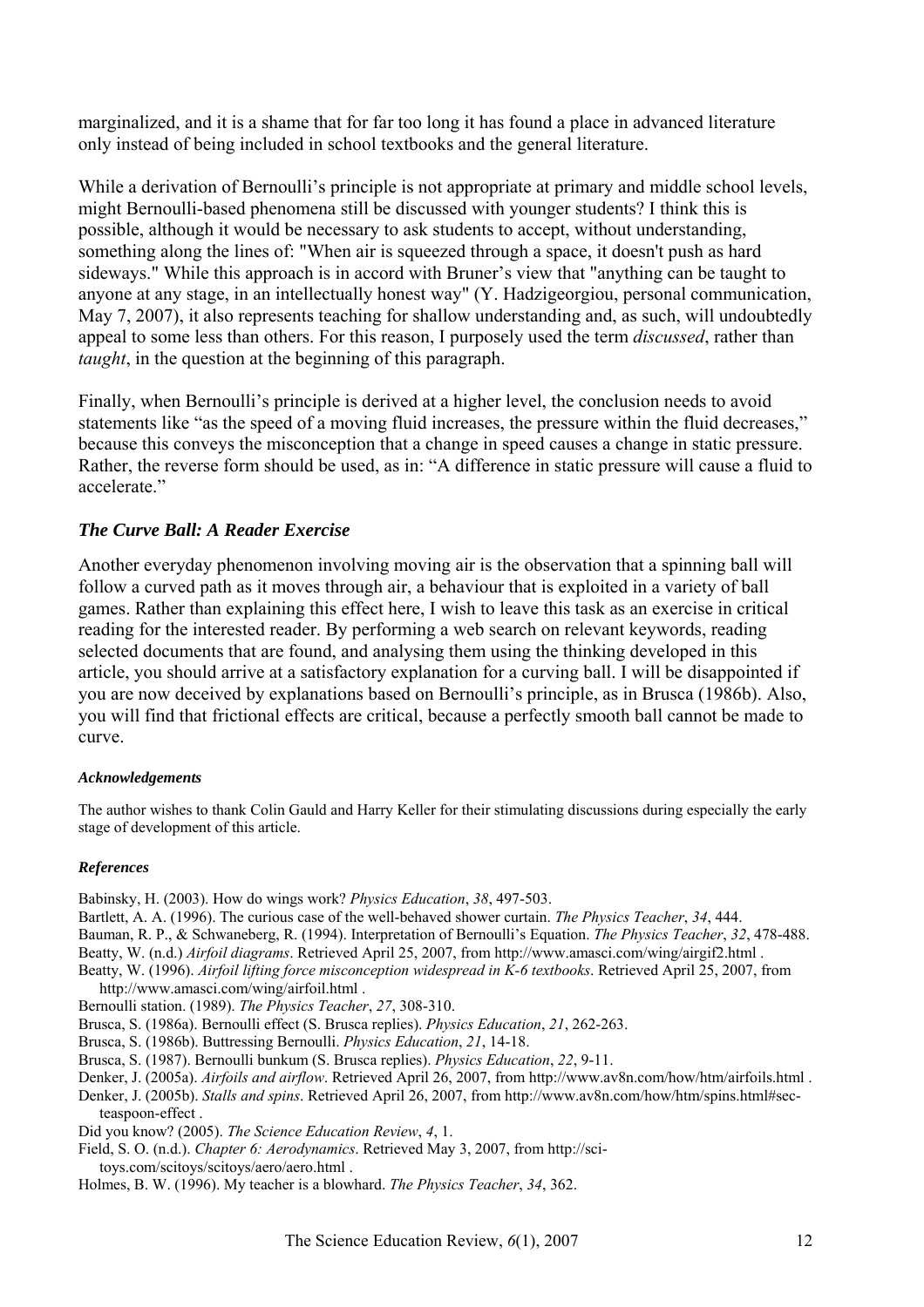marginalized, and it is a shame that for far too long it has found a place in advanced literature only instead of being included in school textbooks and the general literature.

While a derivation of Bernoulli's principle is not appropriate at primary and middle school levels, might Bernoulli-based phenomena still be discussed with younger students? I think this is possible, although it would be necessary to ask students to accept, without understanding, something along the lines of: "When air is squeezed through a space, it doesn't push as hard sideways." While this approach is in accord with Bruner's view that "anything can be taught to anyone at any stage, in an intellectually honest way" (Y. Hadzigeorgiou, personal communication, May 7, 2007), it also represents teaching for shallow understanding and, as such, will undoubtedly appeal to some less than others. For this reason, I purposely used the term *discussed*, rather than *taught*, in the question at the beginning of this paragraph.

Finally, when Bernoulli's principle is derived at a higher level, the conclusion needs to avoid statements like "as the speed of a moving fluid increases, the pressure within the fluid decreases," because this conveys the misconception that a change in speed causes a change in static pressure. Rather, the reverse form should be used, as in: "A difference in static pressure will cause a fluid to accelerate."

## *The Curve Ball: A Reader Exercise*

Another everyday phenomenon involving moving air is the observation that a spinning ball will follow a curved path as it moves through air, a behaviour that is exploited in a variety of ball games. Rather than explaining this effect here, I wish to leave this task as an exercise in critical reading for the interested reader. By performing a web search on relevant keywords, reading selected documents that are found, and analysing them using the thinking developed in this article, you should arrive at a satisfactory explanation for a curving ball. I will be disappointed if you are now deceived by explanations based on Bernoulli's principle, as in Brusca (1986b). Also, you will find that frictional effects are critical, because a perfectly smooth ball cannot be made to curve.

#### *Acknowledgements*

The author wishes to thank Colin Gauld and Harry Keller for their stimulating discussions during especially the early stage of development of this article.

#### *References*

Babinsky, H. (2003). How do wings work? *Physics Education*, *38*, 497-503.

Bartlett, A. A. (1996). The curious case of the well-behaved shower curtain. *The Physics Teacher*, *34*, 444.

Bauman, R. P., & Schwaneberg, R. (1994). Interpretation of Bernoulli's Equation. *The Physics Teacher*, *32*, 478-488.

Beatty, W. (n.d.) *Airfoil diagrams*. Retrieved April 25, 2007, from http://www.amasci.com/wing/airgif2.html .

Beatty, W. (1996). *Airfoil lifting force misconception widespread in K-6 textbooks*. Retrieved April 25, 2007, from http://www.amasci.com/wing/airfoil.html .

Bernoulli station. (1989). *The Physics Teacher*, *27*, 308-310.

Brusca, S. (1986a). Bernoulli effect (S. Brusca replies). *Physics Education*, *21*, 262-263.

Brusca, S. (1986b). Buttressing Bernoulli. *Physics Education*, *21*, 14-18.

Brusca, S. (1987). Bernoulli bunkum (S. Brusca replies). *Physics Education*, *22*, 9-11.

Denker, J. (2005a). *Airfoils and airflow*. Retrieved April 26, 2007, from http://www.av8n.com/how/htm/airfoils.html .

Denker, J. (2005b). *Stalls and spins*. Retrieved April 26, 2007, from http://www.av8n.com/how/htm/spins.html#sec-teaspoon-effect .

Did you know? (2005). *The Science Education Review*, *4*, 1.

Field, S. O. (n.d.). *Chapter 6: Aerodynamics*. Retrieved May 3, 2007, from http://sci-toys.com/scitoys/scitoys/aero/aero.html .

Holmes, B. W. (1996). My teacher is a blowhard. *The Physics Teacher*, *34*, 362.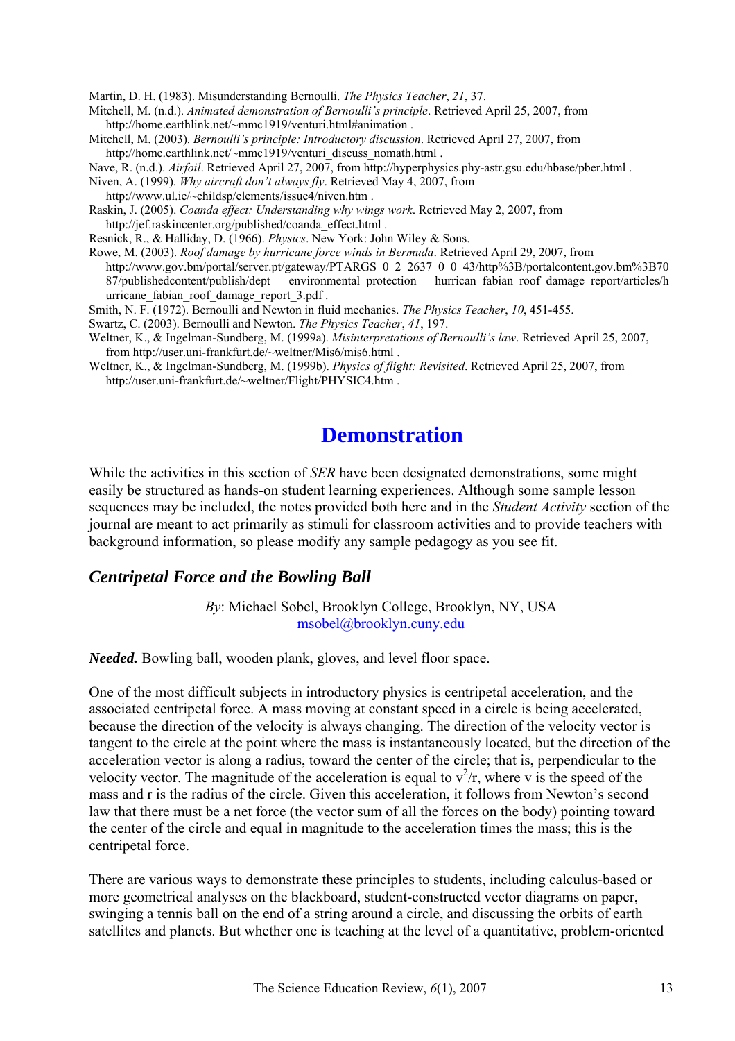Martin, D. H. (1983). Misunderstanding Bernoulli. *The Physics Teacher*, *21*, 37.

Mitchell, M. (n.d.). *Animated demonstration of Bernoulli's principle*. Retrieved April 25, 2007, from http://home.earthlink.net/~mmc1919/venturi.html#animation .

Mitchell, M. (2003). *Bernoulli's principle: Introductory discussion*. Retrieved April 27, 2007, from http://home.earthlink.net/~mmc1919/venturi_discuss_nomath.html .

Nave, R. (n.d.). *Airfoil*. Retrieved April 27, 2007, from http://hyperphysics.phy-astr.gsu.edu/hbase/pber.html .

Niven, A. (1999). *Why aircraft don't always fly*. Retrieved May 4, 2007, from http://www.ul.ie/~childsp/elements/issue4/niven.htm .

Raskin, J. (2005). *Coanda effect: Understanding why wings work*. Retrieved May 2, 2007, from http://jef.raskincenter.org/published/coanda_effect.html .

Resnick, R., & Halliday, D. (1966). *Physics*. New York: John Wiley & Sons.

Rowe, M. (2003). *Roof damage by hurricane force winds in Bermuda*. Retrieved April 29, 2007, from http://www.gov.bm/portal/server.pt/gateway/PTARGS_0_2_2637_0_0_43/http%3B/portalcontent.gov.bm%3B7087/publishedcontent/publish/dept___environmental_protection___hurrican_fabian_roof_damage_report/articles/hurricane_fabian_roof_damage_report_3.pdf .

Smith, N. F. (1972). Bernoulli and Newton in fluid mechanics. *The Physics Teacher*, *10*, 451-455.

Swartz, C. (2003). Bernoulli and Newton. *The Physics Teacher*, *41*, 197.

Weltner, K., & Ingelman-Sundberg, M. (1999a). *Misinterpretations of Bernoulli's law*. Retrieved April 25, 2007, from http://user.uni-frankfurt.de/~weltner/Mis6/mis6.html .

Weltner, K., & Ingelman-Sundberg, M. (1999b). *Physics of flight: Revisited*. Retrieved April 25, 2007, from http://user.uni-frankfurt.de/~weltner/Flight/PHYSIC4.htm .

# Demonstration

While the activities in this section of *SER* have been designated demonstrations, some might easily be structured as hands-on student learning experiences. Although some sample lesson sequences may be included, the notes provided both here and in the *Student Activity* section of the journal are meant to act primarily as stimuli for classroom activities and to provide teachers with background information, so please modify any sample pedagogy as you see fit.

## *Centripetal Force and the Bowling Ball*

*By*: Michael Sobel, Brooklyn College, Brooklyn, NY, USA
msobel@brooklyn.cuny.edu

***Needed.*** Bowling ball, wooden plank, gloves, and level floor space.

One of the most difficult subjects in introductory physics is centripetal acceleration, and the associated centripetal force. A mass moving at constant speed in a circle is being accelerated, because the direction of the velocity is always changing. The direction of the velocity vector is tangent to the circle at the point where the mass is instantaneously located, but the direction of the acceleration vector is along a radius, toward the center of the circle; that is, perpendicular to the velocity vector. The magnitude of the acceleration is equal to $v^2/r$, where v is the speed of the mass and r is the radius of the circle. Given this acceleration, it follows from Newton's second law that there must be a net force (the vector sum of all the forces on the body) pointing toward the center of the circle and equal in magnitude to the acceleration times the mass; this is the centripetal force.

There are various ways to demonstrate these principles to students, including calculus-based or more geometrical analyses on the blackboard, student-constructed vector diagrams on paper, swinging a tennis ball on the end of a string around a circle, and discussing the orbits of earth satellites and planets. But whether one is teaching at the level of a quantitative, problem-oriented